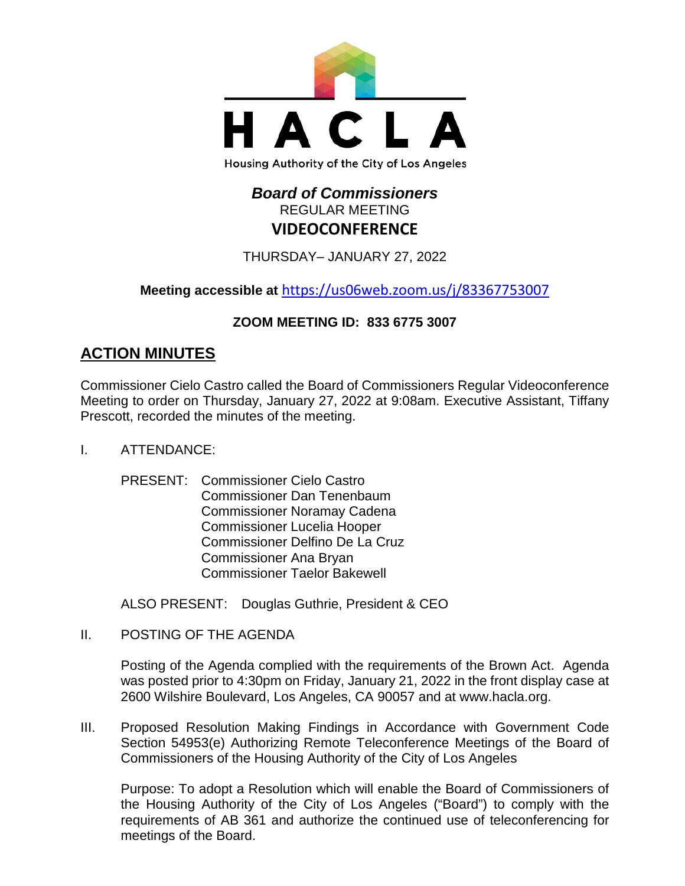HACLA

Housing Authority of the City of Los Angeles

# *Board of Commissioners*

REGULAR MEETING

**VIDEOCONFERENCE**

THURSDAY– JANUARY 27, 2022

**Meeting accessible at** https://us06web.zoom.us/j/83367753007

**ZOOM MEETING ID: 833 6775 3007**

## ACTION MINUTES

Commissioner Cielo Castro called the Board of Commissioners Regular Videoconference Meeting to order on Thursday, January 27, 2022 at 9:08am. Executive Assistant, Tiffany Prescott, recorded the minutes of the meeting.

I. ATTENDANCE:

PRESENT: Commissioner Cielo Castro
Commissioner Dan Tenenbaum
Commissioner Noramay Cadena
Commissioner Lucelia Hooper
Commissioner Delfino De La Cruz
Commissioner Ana Bryan
Commissioner Taelor Bakewell

ALSO PRESENT: Douglas Guthrie, President & CEO

II. POSTING OF THE AGENDA

Posting of the Agenda complied with the requirements of the Brown Act. Agenda was posted prior to 4:30pm on Friday, January 21, 2022 in the front display case at 2600 Wilshire Boulevard, Los Angeles, CA 90057 and at www.hacla.org.

III. Proposed Resolution Making Findings in Accordance with Government Code Section 54953(e) Authorizing Remote Teleconference Meetings of the Board of Commissioners of the Housing Authority of the City of Los Angeles

Purpose: To adopt a Resolution which will enable the Board of Commissioners of the Housing Authority of the City of Los Angeles ("Board") to comply with the requirements of AB 361 and authorize the continued use of teleconferencing for meetings of the Board.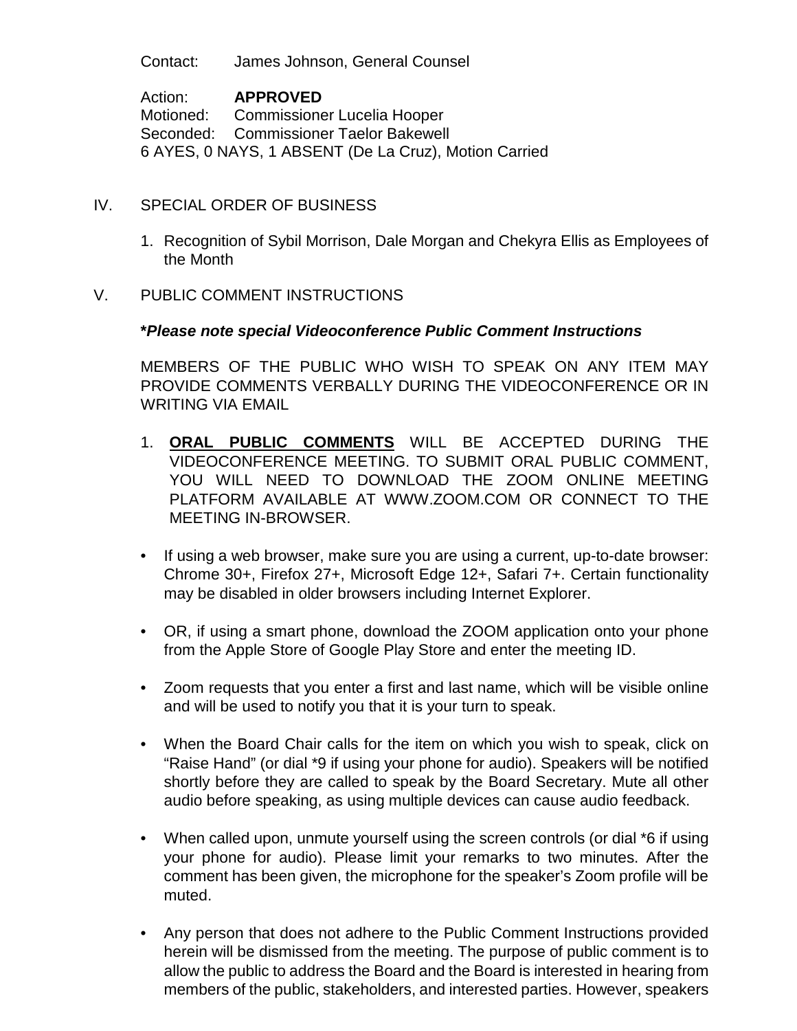Contact: James Johnson, General Counsel

Action: **APPROVED**
Motioned: Commissioner Lucelia Hooper
Seconded: Commissioner Taelor Bakewell
6 AYES, 0 NAYS, 1 ABSENT (De La Cruz), Motion Carried

IV. SPECIAL ORDER OF BUSINESS

1. Recognition of Sybil Morrison, Dale Morgan and Chekyra Ellis as Employees of the Month

V. PUBLIC COMMENT INSTRUCTIONS

***Please note special Videoconference Public Comment Instructions***

MEMBERS OF THE PUBLIC WHO WISH TO SPEAK ON ANY ITEM MAY PROVIDE COMMENTS VERBALLY DURING THE VIDEOCONFERENCE OR IN WRITING VIA EMAIL

1. **ORAL PUBLIC COMMENTS** WILL BE ACCEPTED DURING THE VIDEOCONFERENCE MEETING. TO SUBMIT ORAL PUBLIC COMMENT, YOU WILL NEED TO DOWNLOAD THE ZOOM ONLINE MEETING PLATFORM AVAILABLE AT WWW.ZOOM.COM OR CONNECT TO THE MEETING IN-BROWSER.

- If using a web browser, make sure you are using a current, up-to-date browser: Chrome 30+, Firefox 27+, Microsoft Edge 12+, Safari 7+. Certain functionality may be disabled in older browsers including Internet Explorer.

- OR, if using a smart phone, download the ZOOM application onto your phone from the Apple Store of Google Play Store and enter the meeting ID.

- Zoom requests that you enter a first and last name, which will be visible online and will be used to notify you that it is your turn to speak.

- When the Board Chair calls for the item on which you wish to speak, click on "Raise Hand" (or dial *9 if using your phone for audio). Speakers will be notified shortly before they are called to speak by the Board Secretary. Mute all other audio before speaking, as using multiple devices can cause audio feedback.

- When called upon, unmute yourself using the screen controls (or dial *6 if using your phone for audio). Please limit your remarks to two minutes. After the comment has been given, the microphone for the speaker's Zoom profile will be muted.

- Any person that does not adhere to the Public Comment Instructions provided herein will be dismissed from the meeting. The purpose of public comment is to allow the public to address the Board and the Board is interested in hearing from members of the public, stakeholders, and interested parties. However, speakers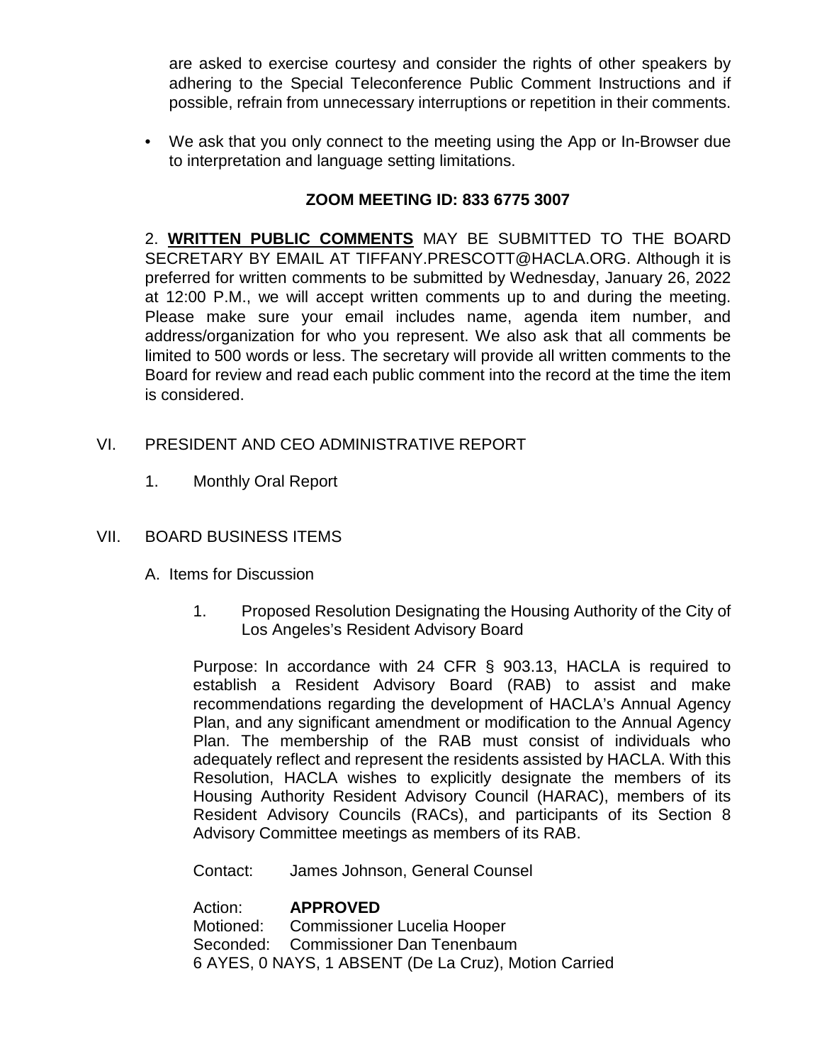are asked to exercise courtesy and consider the rights of other speakers by adhering to the Special Teleconference Public Comment Instructions and if possible, refrain from unnecessary interruptions or repetition in their comments.

- We ask that you only connect to the meeting using the App or In-Browser due to interpretation and language setting limitations.

**ZOOM MEETING ID: 833 6775 3007**

2. **WRITTEN PUBLIC COMMENTS** MAY BE SUBMITTED TO THE BOARD SECRETARY BY EMAIL AT TIFFANY.PRESCOTT@HACLA.ORG. Although it is preferred for written comments to be submitted by Wednesday, January 26, 2022 at 12:00 P.M., we will accept written comments up to and during the meeting. Please make sure your email includes name, agenda item number, and address/organization for who you represent. We also ask that all comments be limited to 500 words or less. The secretary will provide all written comments to the Board for review and read each public comment into the record at the time the item is considered.

VI. PRESIDENT AND CEO ADMINISTRATIVE REPORT

1. Monthly Oral Report

VII. BOARD BUSINESS ITEMS

A. Items for Discussion

1. Proposed Resolution Designating the Housing Authority of the City of Los Angeles's Resident Advisory Board

Purpose: In accordance with 24 CFR § 903.13, HACLA is required to establish a Resident Advisory Board (RAB) to assist and make recommendations regarding the development of HACLA's Annual Agency Plan, and any significant amendment or modification to the Annual Agency Plan. The membership of the RAB must consist of individuals who adequately reflect and represent the residents assisted by HACLA. With this Resolution, HACLA wishes to explicitly designate the members of its Housing Authority Resident Advisory Council (HARAC), members of its Resident Advisory Councils (RACs), and participants of its Section 8 Advisory Committee meetings as members of its RAB.

Contact: James Johnson, General Counsel

Action: **APPROVED**
Motioned: Commissioner Lucelia Hooper
Seconded: Commissioner Dan Tenenbaum
6 AYES, 0 NAYS, 1 ABSENT (De La Cruz), Motion Carried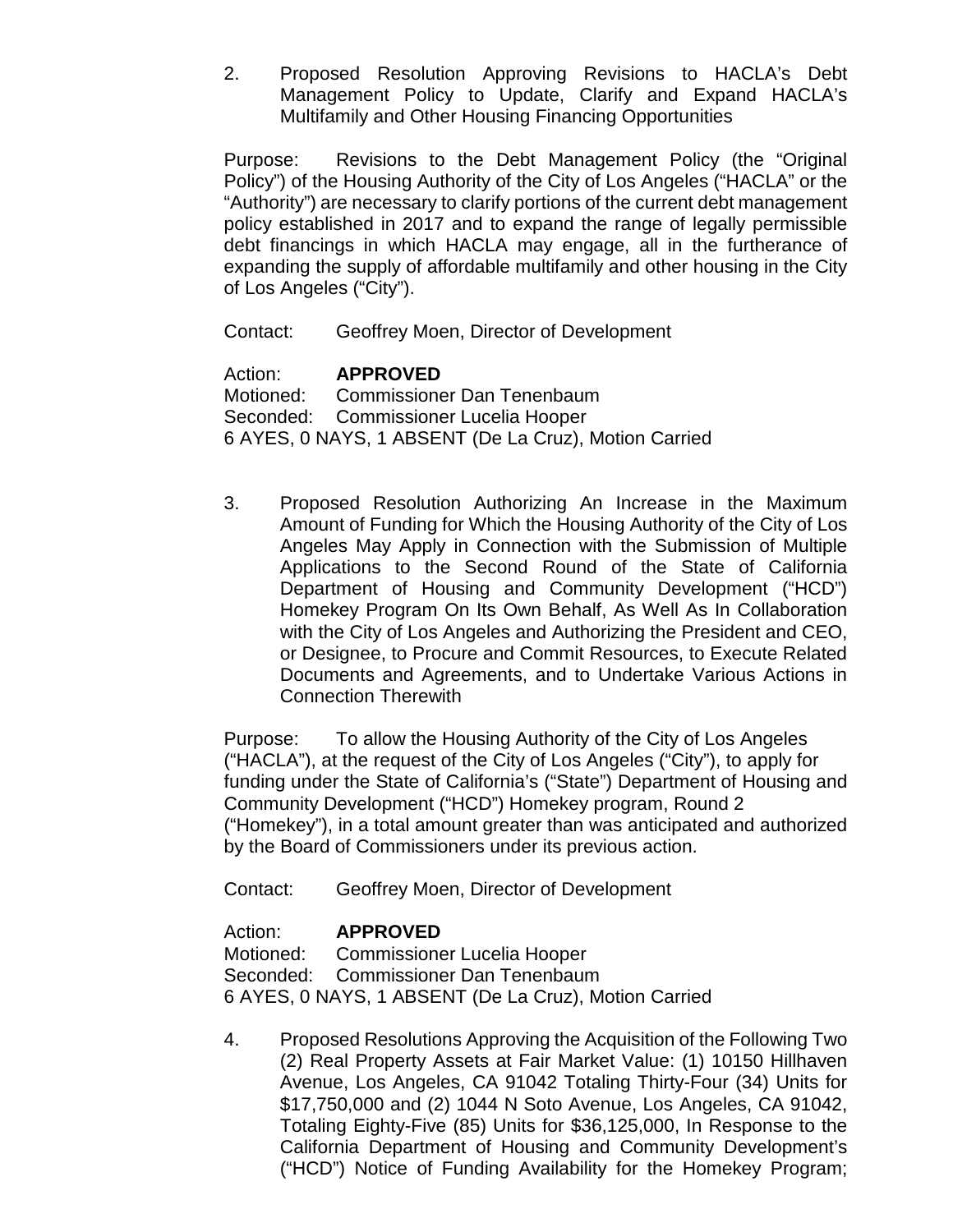2. Proposed Resolution Approving Revisions to HACLA's Debt Management Policy to Update, Clarify and Expand HACLA's Multifamily and Other Housing Financing Opportunities

Purpose: Revisions to the Debt Management Policy (the "Original Policy") of the Housing Authority of the City of Los Angeles ("HACLA" or the "Authority") are necessary to clarify portions of the current debt management policy established in 2017 and to expand the range of legally permissible debt financings in which HACLA may engage, all in the furtherance of expanding the supply of affordable multifamily and other housing in the City of Los Angeles ("City").

Contact: Geoffrey Moen, Director of Development

Action: **APPROVED**
Motioned: Commissioner Dan Tenenbaum
Seconded: Commissioner Lucelia Hooper
6 AYES, 0 NAYS, 1 ABSENT (De La Cruz), Motion Carried

3. Proposed Resolution Authorizing An Increase in the Maximum Amount of Funding for Which the Housing Authority of the City of Los Angeles May Apply in Connection with the Submission of Multiple Applications to the Second Round of the State of California Department of Housing and Community Development ("HCD") Homekey Program On Its Own Behalf, As Well As In Collaboration with the City of Los Angeles and Authorizing the President and CEO, or Designee, to Procure and Commit Resources, to Execute Related Documents and Agreements, and to Undertake Various Actions in Connection Therewith

Purpose: To allow the Housing Authority of the City of Los Angeles ("HACLA"), at the request of the City of Los Angeles ("City"), to apply for funding under the State of California's ("State") Department of Housing and Community Development ("HCD") Homekey program, Round 2 ("Homekey"), in a total amount greater than was anticipated and authorized by the Board of Commissioners under its previous action.

Contact: Geoffrey Moen, Director of Development

Action: **APPROVED**
Motioned: Commissioner Lucelia Hooper
Seconded: Commissioner Dan Tenenbaum
6 AYES, 0 NAYS, 1 ABSENT (De La Cruz), Motion Carried

4. Proposed Resolutions Approving the Acquisition of the Following Two (2) Real Property Assets at Fair Market Value: (1) 10150 Hillhaven Avenue, Los Angeles, CA 91042 Totaling Thirty-Four (34) Units for \$17,750,000 and (2) 1044 N Soto Avenue, Los Angeles, CA 91042, Totaling Eighty-Five (85) Units for \$36,125,000, In Response to the California Department of Housing and Community Development's ("HCD") Notice of Funding Availability for the Homekey Program;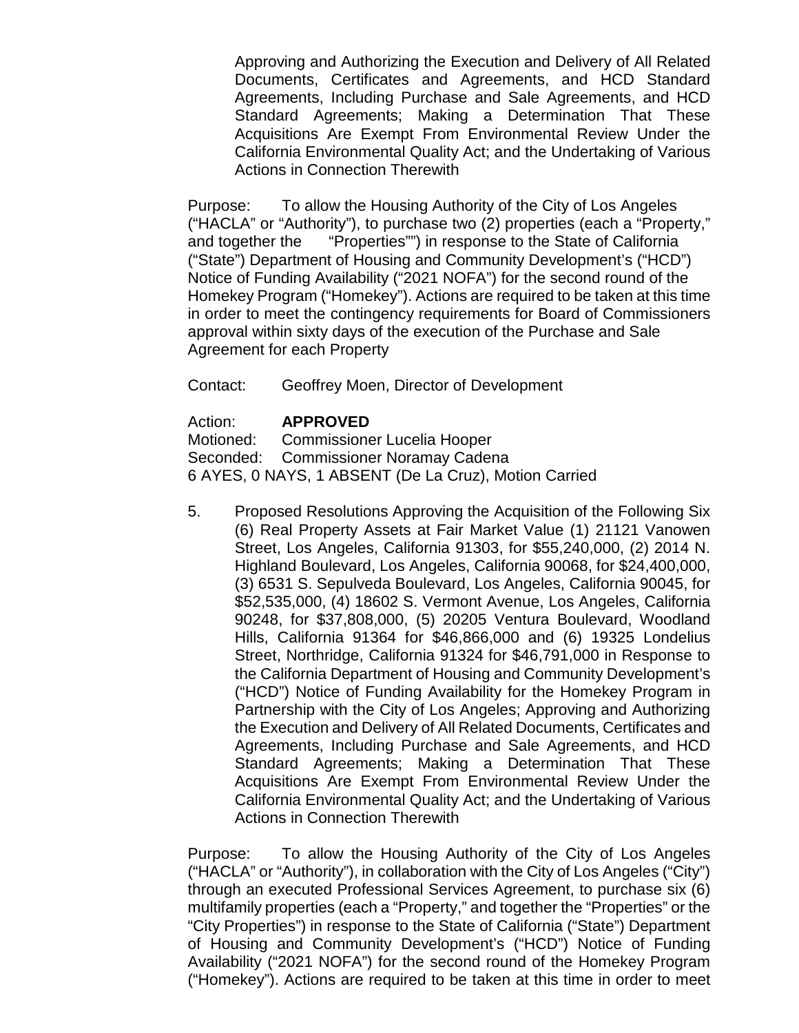Approving and Authorizing the Execution and Delivery of All Related Documents, Certificates and Agreements, and HCD Standard Agreements, Including Purchase and Sale Agreements, and HCD Standard Agreements; Making a Determination That These Acquisitions Are Exempt From Environmental Review Under the California Environmental Quality Act; and the Undertaking of Various Actions in Connection Therewith

Purpose: To allow the Housing Authority of the City of Los Angeles ("HACLA" or "Authority"), to purchase two (2) properties (each a "Property," and together the "Properties"") in response to the State of California ("State") Department of Housing and Community Development's ("HCD") Notice of Funding Availability ("2021 NOFA") for the second round of the Homekey Program ("Homekey"). Actions are required to be taken at this time in order to meet the contingency requirements for Board of Commissioners approval within sixty days of the execution of the Purchase and Sale Agreement for each Property

Contact: Geoffrey Moen, Director of Development

Action: **APPROVED**
Motioned: Commissioner Lucelia Hooper
Seconded: Commissioner Noramay Cadena
6 AYES, 0 NAYS, 1 ABSENT (De La Cruz), Motion Carried

5. Proposed Resolutions Approving the Acquisition of the Following Six (6) Real Property Assets at Fair Market Value (1) 21121 Vanowen Street, Los Angeles, California 91303, for $55,240,000, (2) 2014 N. Highland Boulevard, Los Angeles, California 90068, for $24,400,000, (3) 6531 S. Sepulveda Boulevard, Los Angeles, California 90045, for $52,535,000, (4) 18602 S. Vermont Avenue, Los Angeles, California 90248, for $37,808,000, (5) 20205 Ventura Boulevard, Woodland Hills, California 91364 for $46,866,000 and (6) 19325 Londelius Street, Northridge, California 91324 for $46,791,000 in Response to the California Department of Housing and Community Development's ("HCD") Notice of Funding Availability for the Homekey Program in Partnership with the City of Los Angeles; Approving and Authorizing the Execution and Delivery of All Related Documents, Certificates and Agreements, Including Purchase and Sale Agreements, and HCD Standard Agreements; Making a Determination That These Acquisitions Are Exempt From Environmental Review Under the California Environmental Quality Act; and the Undertaking of Various Actions in Connection Therewith

Purpose: To allow the Housing Authority of the City of Los Angeles ("HACLA" or "Authority"), in collaboration with the City of Los Angeles ("City") through an executed Professional Services Agreement, to purchase six (6) multifamily properties (each a "Property," and together the "Properties" or the "City Properties") in response to the State of California ("State") Department of Housing and Community Development's ("HCD") Notice of Funding Availability ("2021 NOFA") for the second round of the Homekey Program ("Homekey"). Actions are required to be taken at this time in order to meet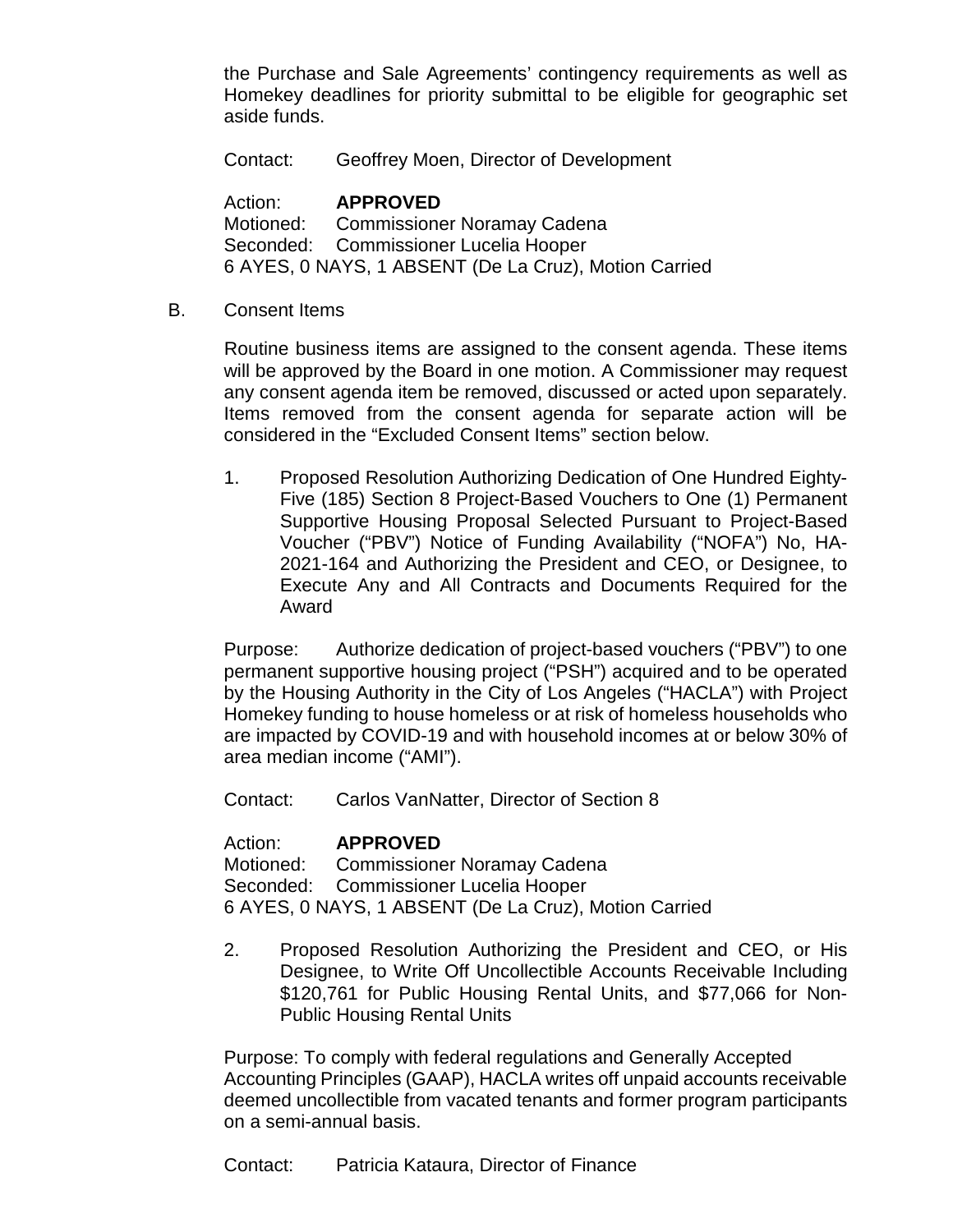the Purchase and Sale Agreements' contingency requirements as well as Homekey deadlines for priority submittal to be eligible for geographic set aside funds.

Contact: Geoffrey Moen, Director of Development

Action: **APPROVED**
Motioned: Commissioner Noramay Cadena
Seconded: Commissioner Lucelia Hooper
6 AYES, 0 NAYS, 1 ABSENT (De La Cruz), Motion Carried

B. Consent Items

Routine business items are assigned to the consent agenda. These items will be approved by the Board in one motion. A Commissioner may request any consent agenda item be removed, discussed or acted upon separately. Items removed from the consent agenda for separate action will be considered in the "Excluded Consent Items" section below.

1. Proposed Resolution Authorizing Dedication of One Hundred Eighty-Five (185) Section 8 Project-Based Vouchers to One (1) Permanent Supportive Housing Proposal Selected Pursuant to Project-Based Voucher ("PBV") Notice of Funding Availability ("NOFA") No, HA-2021-164 and Authorizing the President and CEO, or Designee, to Execute Any and All Contracts and Documents Required for the Award

Purpose: Authorize dedication of project-based vouchers ("PBV") to one permanent supportive housing project ("PSH") acquired and to be operated by the Housing Authority in the City of Los Angeles ("HACLA") with Project Homekey funding to house homeless or at risk of homeless households who are impacted by COVID-19 and with household incomes at or below 30% of area median income ("AMI").

Contact: Carlos VanNatter, Director of Section 8

Action: **APPROVED**
Motioned: Commissioner Noramay Cadena
Seconded: Commissioner Lucelia Hooper
6 AYES, 0 NAYS, 1 ABSENT (De La Cruz), Motion Carried

2. Proposed Resolution Authorizing the President and CEO, or His Designee, to Write Off Uncollectible Accounts Receivable Including \$120,761 for Public Housing Rental Units, and \$77,066 for Non-Public Housing Rental Units

Purpose: To comply with federal regulations and Generally Accepted Accounting Principles (GAAP), HACLA writes off unpaid accounts receivable deemed uncollectible from vacated tenants and former program participants on a semi-annual basis.

Contact: Patricia Kataura, Director of Finance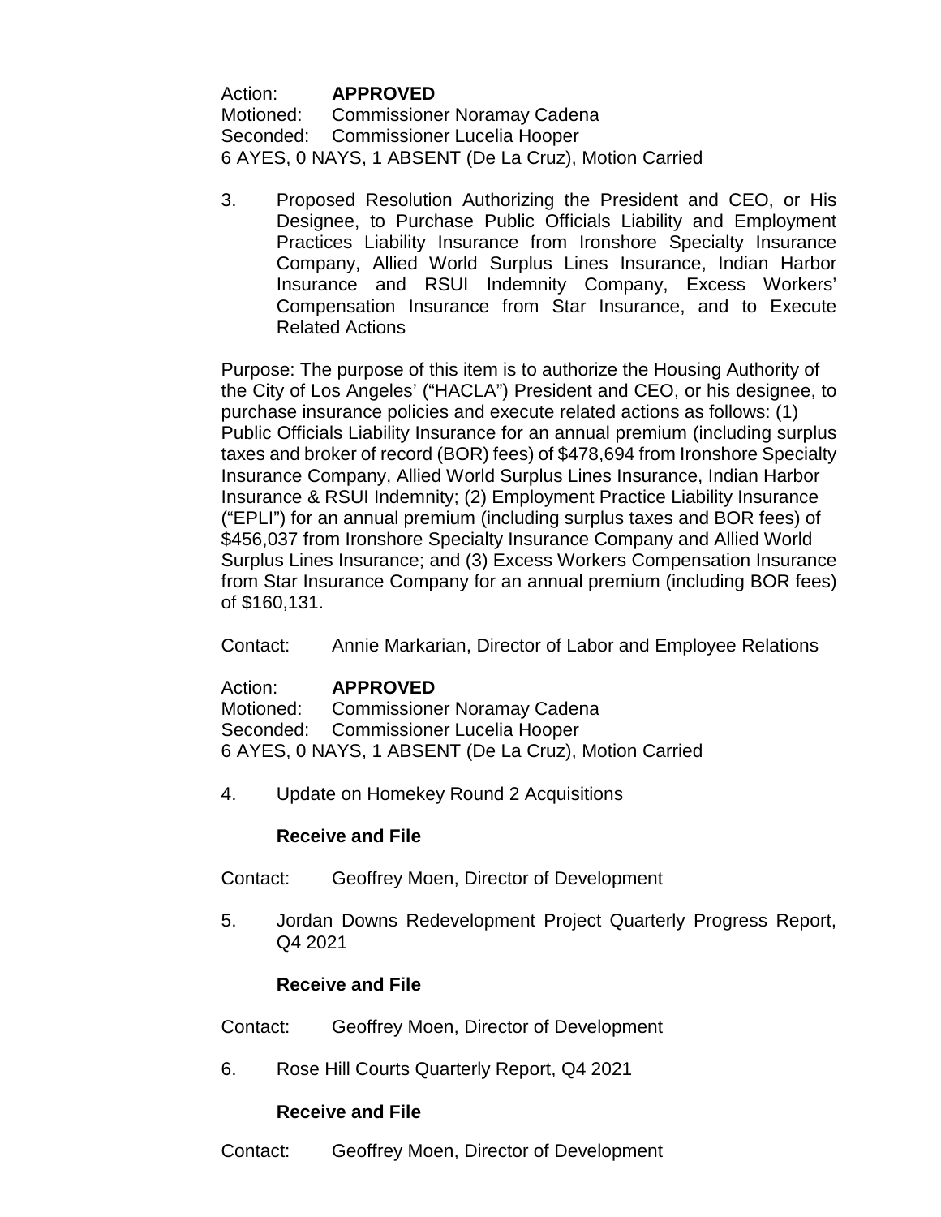Action: **APPROVED**
Motioned: Commissioner Noramay Cadena
Seconded: Commissioner Lucelia Hooper
6 AYES, 0 NAYS, 1 ABSENT (De La Cruz), Motion Carried

3. Proposed Resolution Authorizing the President and CEO, or His Designee, to Purchase Public Officials Liability and Employment Practices Liability Insurance from Ironshore Specialty Insurance Company, Allied World Surplus Lines Insurance, Indian Harbor Insurance and RSUI Indemnity Company, Excess Workers' Compensation Insurance from Star Insurance, and to Execute Related Actions

Purpose: The purpose of this item is to authorize the Housing Authority of the City of Los Angeles' ("HACLA") President and CEO, or his designee, to purchase insurance policies and execute related actions as follows: (1) Public Officials Liability Insurance for an annual premium (including surplus taxes and broker of record (BOR) fees) of $478,694 from Ironshore Specialty Insurance Company, Allied World Surplus Lines Insurance, Indian Harbor Insurance & RSUI Indemnity; (2) Employment Practice Liability Insurance ("EPLI") for an annual premium (including surplus taxes and BOR fees) of $456,037 from Ironshore Specialty Insurance Company and Allied World Surplus Lines Insurance; and (3) Excess Workers Compensation Insurance from Star Insurance Company for an annual premium (including BOR fees) of $160,131.

Contact: Annie Markarian, Director of Labor and Employee Relations

Action: **APPROVED**
Motioned: Commissioner Noramay Cadena
Seconded: Commissioner Lucelia Hooper
6 AYES, 0 NAYS, 1 ABSENT (De La Cruz), Motion Carried

4. Update on Homekey Round 2 Acquisitions

   **Receive and File**

Contact: Geoffrey Moen, Director of Development

5. Jordan Downs Redevelopment Project Quarterly Progress Report, Q4 2021

   **Receive and File**

Contact: Geoffrey Moen, Director of Development

6. Rose Hill Courts Quarterly Report, Q4 2021

   **Receive and File**

Contact: Geoffrey Moen, Director of Development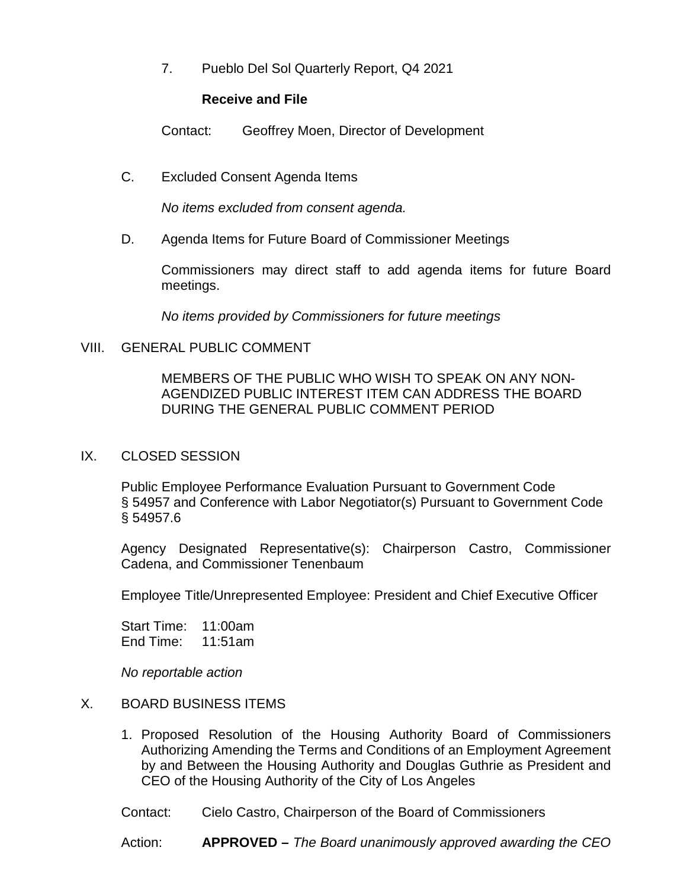7. Pueblo Del Sol Quarterly Report, Q4 2021

   **Receive and File**

   Contact: Geoffrey Moen, Director of Development

C. Excluded Consent Agenda Items

   *No items excluded from consent agenda.*

D. Agenda Items for Future Board of Commissioner Meetings

   Commissioners may direct staff to add agenda items for future Board meetings.

   *No items provided by Commissioners for future meetings*

VIII. GENERAL PUBLIC COMMENT

   MEMBERS OF THE PUBLIC WHO WISH TO SPEAK ON ANY NON-AGENDIZED PUBLIC INTEREST ITEM CAN ADDRESS THE BOARD DURING THE GENERAL PUBLIC COMMENT PERIOD

IX. CLOSED SESSION

   Public Employee Performance Evaluation Pursuant to Government Code § 54957 and Conference with Labor Negotiator(s) Pursuant to Government Code § 54957.6

   Agency Designated Representative(s): Chairperson Castro, Commissioner Cadena, and Commissioner Tenenbaum

   Employee Title/Unrepresented Employee: President and Chief Executive Officer

   Start Time: 11:00am
   End Time: 11:51am

   *No reportable action*

X. BOARD BUSINESS ITEMS

   1. Proposed Resolution of the Housing Authority Board of Commissioners Authorizing Amending the Terms and Conditions of an Employment Agreement by and Between the Housing Authority and Douglas Guthrie as President and CEO of the Housing Authority of the City of Los Angeles

   Contact: Cielo Castro, Chairperson of the Board of Commissioners

   Action: **APPROVED –** *The Board unanimously approved awarding the CEO*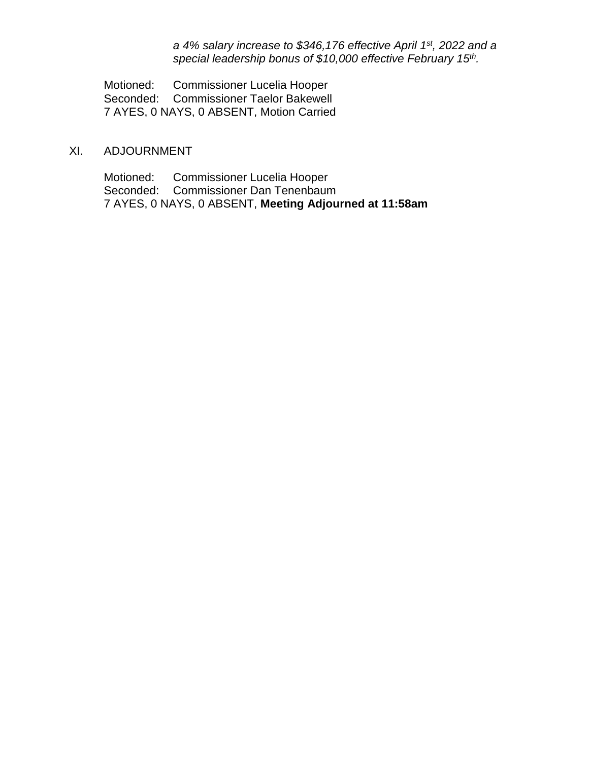*a 4% salary increase to $346,176 effective April 1st, 2022 and a special leadership bonus of $10,000 effective February 15th.*

Motioned: Commissioner Lucelia Hooper
Seconded: Commissioner Taelor Bakewell
7 AYES, 0 NAYS, 0 ABSENT, Motion Carried

XI. ADJOURNMENT

Motioned: Commissioner Lucelia Hooper
Seconded: Commissioner Dan Tenenbaum
7 AYES, 0 NAYS, 0 ABSENT, **Meeting Adjourned at 11:58am**